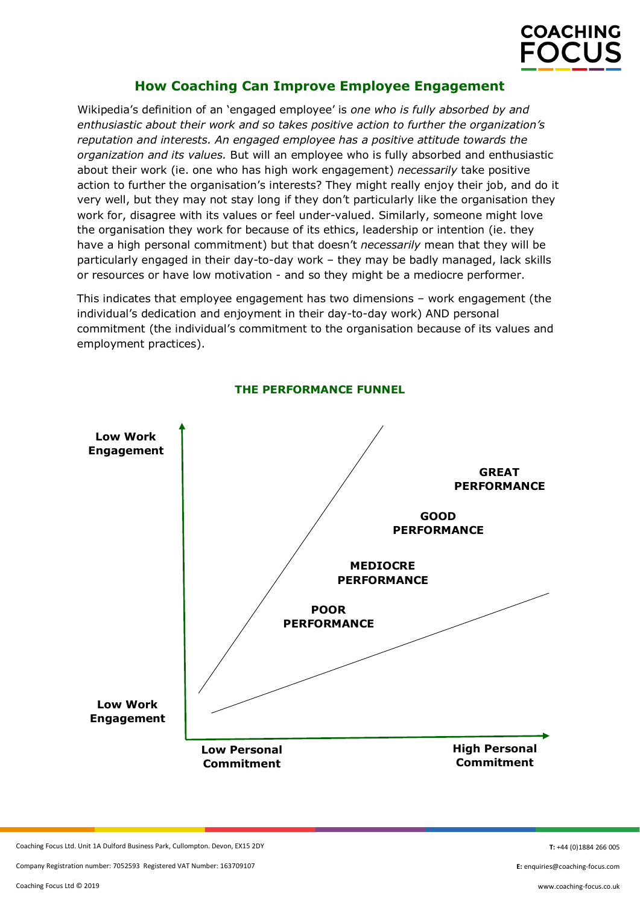# How Coaching Can Improve Employee Engagement

Wikipedia's definition of an 'engaged employee' is *one who is fully absorbed by and enthusiastic about their work and so takes positive action to further the organization's reputation and interests. An engaged employee has a positive attitude towards the organization and its values.* But will an employee who is fully absorbed and enthusiastic about their work (ie. one who has high work engagement) *necessarily* take positive action to further the organisation's interests? They might really enjoy their job, and do it very well, but they may not stay long if they don't particularly like the organisation they work for, disagree with its values or feel under-valued. Similarly, someone might love the organisation they work for because of its ethics, leadership or intention (ie. they have a high personal commitment) but that doesn't *necessarily* mean that they will be particularly engaged in their day-to-day work – they may be badly managed, lack skills or resources or have low motivation - and so they might be a mediocre performer.

This indicates that employee engagement has two dimensions – work engagement (the individual's dedication and enjoyment in their day-to-day work) AND personal commitment (the individual's commitment to the organisation because of its values and employment practices).

## THE PERFORMANCE FUNNEL

**Low Work Engagement**

**GREAT PERFORMANCE**

**GOOD PERFORMANCE**

**MEDIOCRE PERFORMANCE**

**POOR PERFORMANCE**

**Low Work Engagement**

**Low Personal Commitment** | **High Personal Commitment**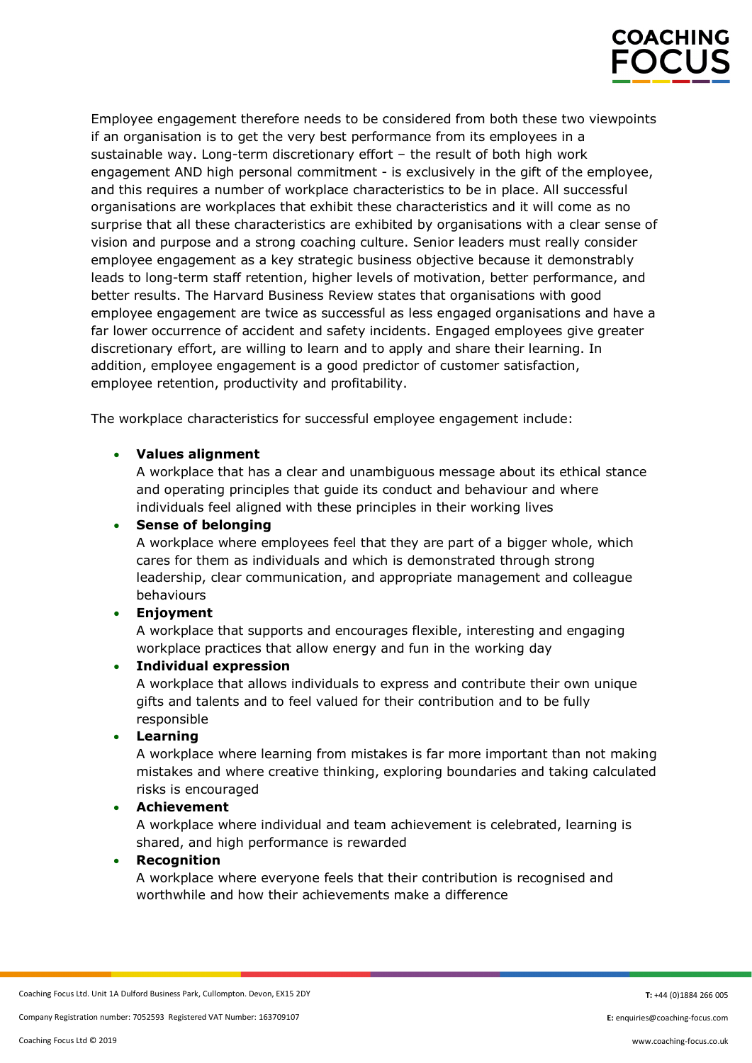Employee engagement therefore needs to be considered from both these two viewpoints if an organisation is to get the very best performance from its employees in a sustainable way. Long-term discretionary effort – the result of both high work engagement AND high personal commitment - is exclusively in the gift of the employee, and this requires a number of workplace characteristics to be in place. All successful organisations are workplaces that exhibit these characteristics and it will come as no surprise that all these characteristics are exhibited by organisations with a clear sense of vision and purpose and a strong coaching culture. Senior leaders must really consider employee engagement as a key strategic business objective because it demonstrably leads to long-term staff retention, higher levels of motivation, better performance, and better results. The Harvard Business Review states that organisations with good employee engagement are twice as successful as less engaged organisations and have a far lower occurrence of accident and safety incidents. Engaged employees give greater discretionary effort, are willing to learn and to apply and share their learning. In addition, employee engagement is a good predictor of customer satisfaction, employee retention, productivity and profitability.

The workplace characteristics for successful employee engagement include:

- **Values alignment**
  A workplace that has a clear and unambiguous message about its ethical stance and operating principles that guide its conduct and behaviour and where individuals feel aligned with these principles in their working lives
- **Sense of belonging**
  A workplace where employees feel that they are part of a bigger whole, which cares for them as individuals and which is demonstrated through strong leadership, clear communication, and appropriate management and colleague behaviours
- **Enjoyment**
  A workplace that supports and encourages flexible, interesting and engaging workplace practices that allow energy and fun in the working day
- **Individual expression**
  A workplace that allows individuals to express and contribute their own unique gifts and talents and to feel valued for their contribution and to be fully responsible
- **Learning**
  A workplace where learning from mistakes is far more important than not making mistakes and where creative thinking, exploring boundaries and taking calculated risks is encouraged
- **Achievement**
  A workplace where individual and team achievement is celebrated, learning is shared, and high performance is rewarded
- **Recognition**
  A workplace where everyone feels that their contribution is recognised and worthwhile and how their achievements make a difference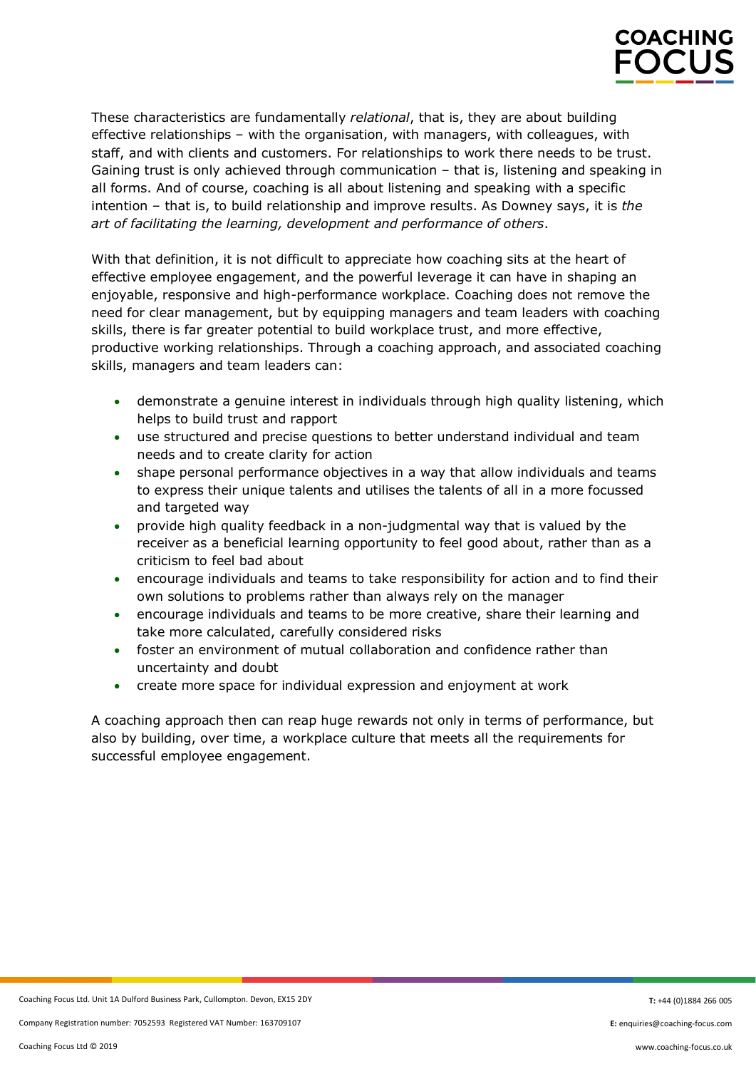These characteristics are fundamentally *relational*, that is, they are about building effective relationships – with the organisation, with managers, with colleagues, with staff, and with clients and customers. For relationships to work there needs to be trust. Gaining trust is only achieved through communication – that is, listening and speaking in all forms. And of course, coaching is all about listening and speaking with a specific intention – that is, to build relationship and improve results. As Downey says, it is *the art of facilitating the learning, development and performance of others*.

With that definition, it is not difficult to appreciate how coaching sits at the heart of effective employee engagement, and the powerful leverage it can have in shaping an enjoyable, responsive and high-performance workplace. Coaching does not remove the need for clear management, but by equipping managers and team leaders with coaching skills, there is far greater potential to build workplace trust, and more effective, productive working relationships. Through a coaching approach, and associated coaching skills, managers and team leaders can:

- demonstrate a genuine interest in individuals through high quality listening, which helps to build trust and rapport
- use structured and precise questions to better understand individual and team needs and to create clarity for action
- shape personal performance objectives in a way that allow individuals and teams to express their unique talents and utilises the talents of all in a more focussed and targeted way
- provide high quality feedback in a non-judgmental way that is valued by the receiver as a beneficial learning opportunity to feel good about, rather than as a criticism to feel bad about
- encourage individuals and teams to take responsibility for action and to find their own solutions to problems rather than always rely on the manager
- encourage individuals and teams to be more creative, share their learning and take more calculated, carefully considered risks
- foster an environment of mutual collaboration and confidence rather than uncertainty and doubt
- create more space for individual expression and enjoyment at work

A coaching approach then can reap huge rewards not only in terms of performance, but also by building, over time, a workplace culture that meets all the requirements for successful employee engagement.